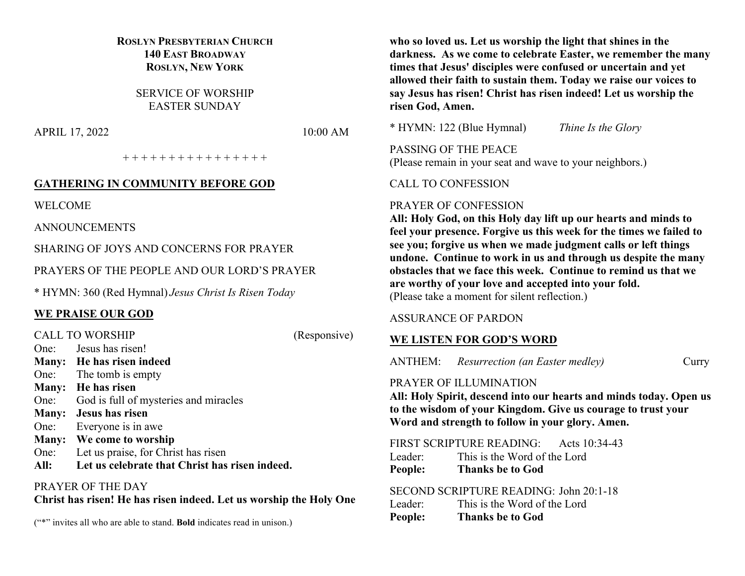**ROSLYN PRESBYTERIAN CHURCH**
**140 EAST BROADWAY**
**ROSLYN, NEW YORK**

SERVICE OF WORSHIP
EASTER SUNDAY

APRIL 17, 2022 10:00 AM

\+ + + + + + + + + + + + + + + +

## GATHERING IN COMMUNITY BEFORE GOD

WELCOME

ANNOUNCEMENTS

SHARING OF JOYS AND CONCERNS FOR PRAYER

PRAYERS OF THE PEOPLE AND OUR LORD'S PRAYER

\* HYMN: 360 (Red Hymnal) *Jesus Christ Is Risen Today*

## WE PRAISE OUR GOD

CALL TO WORSHIP (Responsive)

One: Jesus has risen!
**Many: He has risen indeed**
One: The tomb is empty
**Many: He has risen**
One: God is full of mysteries and miracles
**Many: Jesus has risen**
One: Everyone is in awe
**Many: We come to worship**
One: Let us praise, for Christ has risen
**All: Let us celebrate that Christ has risen indeed.**

PRAYER OF THE DAY
**Christ has risen! He has risen indeed. Let us worship the Holy One who so loved us. Let us worship the light that shines in the darkness. As we come to celebrate Easter, we remember the many times that Jesus' disciples were confused or uncertain and yet allowed their faith to sustain them. Today we raise our voices to say Jesus has risen! Christ has risen indeed! Let us worship the risen God, Amen.**

\* HYMN: 122 (Blue Hymnal) *Thine Is the Glory*

PASSING OF THE PEACE
(Please remain in your seat and wave to your neighbors.)

CALL TO CONFESSION

PRAYER OF CONFESSION
**All: Holy God, on this Holy day lift up our hearts and minds to feel your presence. Forgive us this week for the times we failed to see you; forgive us when we made judgment calls or left things undone. Continue to work in us and through us despite the many obstacles that we face this week. Continue to remind us that we are worthy of your love and accepted into your fold.**
(Please take a moment for silent reflection.)

ASSURANCE OF PARDON

## WE LISTEN FOR GOD'S WORD

ANTHEM: *Resurrection (an Easter medley)* Curry

PRAYER OF ILLUMINATION
**All: Holy Spirit, descend into our hearts and minds today. Open us to the wisdom of your Kingdom. Give us courage to trust your Word and strength to follow in your glory. Amen.**

FIRST SCRIPTURE READING: Acts 10:34-43
Leader: This is the Word of the Lord
**People: Thanks be to God**

SECOND SCRIPTURE READING: John 20:1-18
Leader: This is the Word of the Lord
**People: Thanks be to God**

("\*" invites all who are able to stand. **Bold** indicates read in unison.)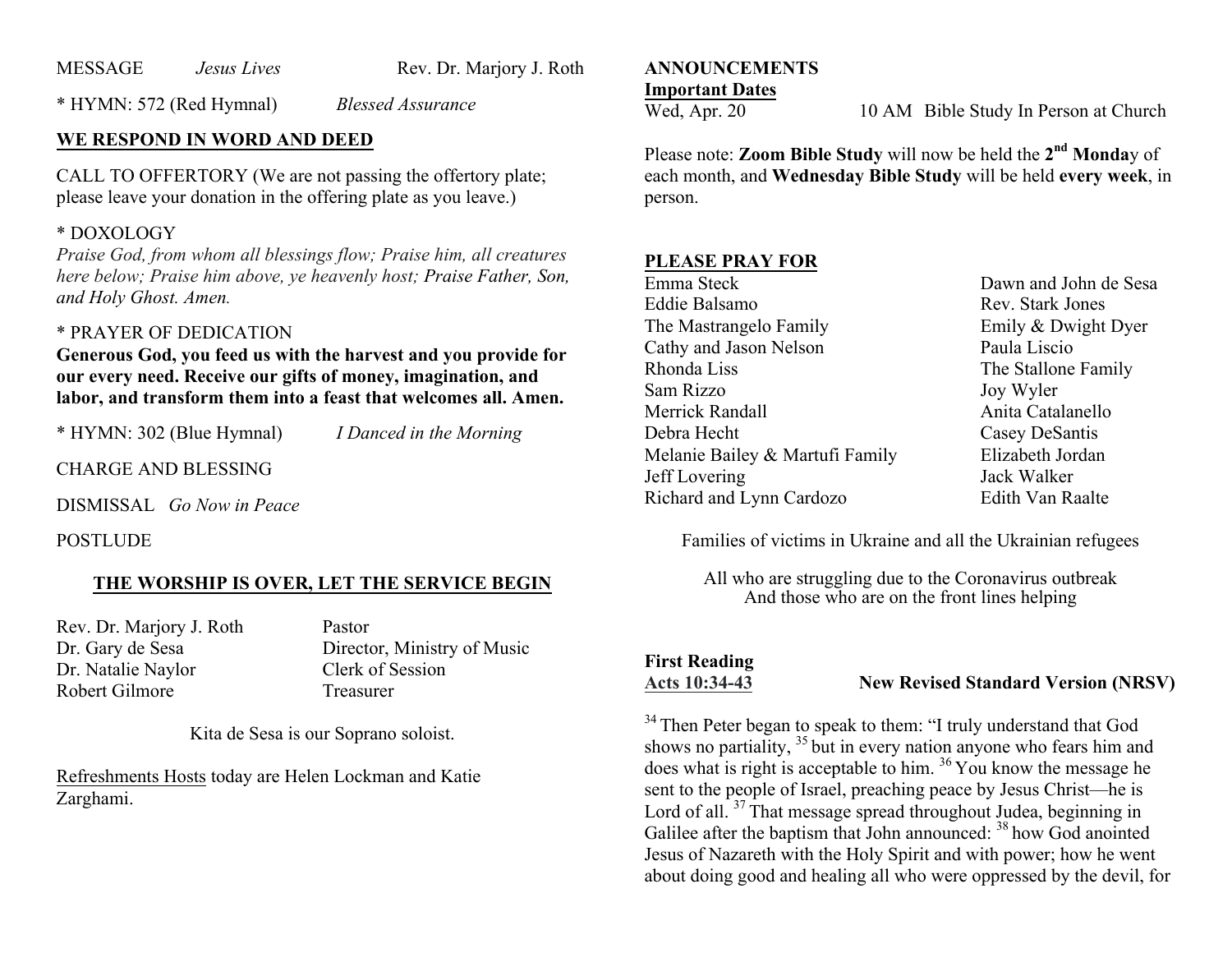MESSAGE *Jesus Lives* Rev. Dr. Marjory J. Roth

\* HYMN: 572 (Red Hymnal) *Blessed Assurance*

## WE RESPOND IN WORD AND DEED

CALL TO OFFERTORY (We are not passing the offertory plate; please leave your donation in the offering plate as you leave.)

\* DOXOLOGY

*Praise God, from whom all blessings flow; Praise him, all creatures here below; Praise him above, ye heavenly host; Praise Father, Son, and Holy Ghost. Amen.*

\* PRAYER OF DEDICATION

**Generous God, you feed us with the harvest and you provide for our every need. Receive our gifts of money, imagination, and labor, and transform them into a feast that welcomes all. Amen.**

\* HYMN: 302 (Blue Hymnal) *I Danced in the Morning*

CHARGE AND BLESSING

DISMISSAL *Go Now in Peace*

POSTLUDE

## THE WORSHIP IS OVER, LET THE SERVICE BEGIN

| | |
|---|---|
| Rev. Dr. Marjory J. Roth | Pastor |
| Dr. Gary de Sesa | Director, Ministry of Music |
| Dr. Natalie Naylor | Clerk of Session |
| Robert Gilmore | Treasurer |

Kita de Sesa is our Soprano soloist.

Refreshments Hosts today are Helen Lockman and Katie Zarghami.

## ANNOUNCEMENTS

**Important Dates**

Wed, Apr. 20 10 AM Bible Study In Person at Church

Please note: **Zoom Bible Study** will now be held the **2nd Monda**y of each month, and **Wednesday Bible Study** will be held **every week**, in person.

## PLEASE PRAY FOR

| | |
|---|---|
| Emma Steck | Dawn and John de Sesa |
| Eddie Balsamo | Rev. Stark Jones |
| The Mastrangelo Family | Emily & Dwight Dyer |
| Cathy and Jason Nelson | Paula Liscio |
| Rhonda Liss | The Stallone Family |
| Sam Rizzo | Joy Wyler |
| Merrick Randall | Anita Catalanello |
| Debra Hecht | Casey DeSantis |
| Melanie Bailey & Martufi Family | Elizabeth Jordan |
| Jeff Lovering | Jack Walker |
| Richard and Lynn Cardozo | Edith Van Raalte |

Families of victims in Ukraine and all the Ukrainian refugees

All who are struggling due to the Coronavirus outbreak
And those who are on the front lines helping

**First Reading**

**Acts 10:34-43** **New Revised Standard Version (NRSV)**

[34] Then Peter began to speak to them: "I truly understand that God shows no partiality, [35] but in every nation anyone who fears him and does what is right is acceptable to him. [36] You know the message he sent to the people of Israel, preaching peace by Jesus Christ—he is Lord of all. [37] That message spread throughout Judea, beginning in Galilee after the baptism that John announced: [38] how God anointed Jesus of Nazareth with the Holy Spirit and with power; how he went about doing good and healing all who were oppressed by the devil, for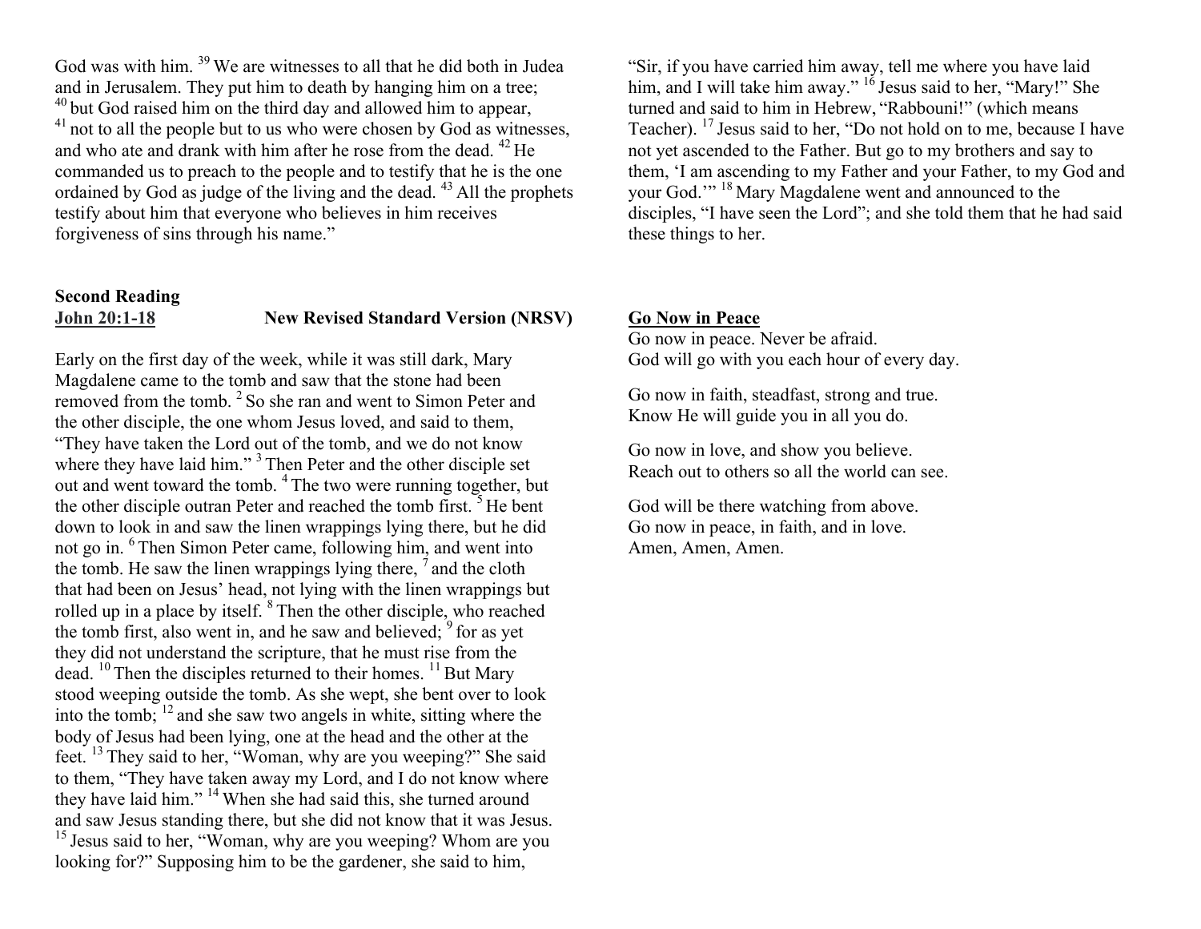God was with him. [39] We are witnesses to all that he did both in Judea and in Jerusalem. They put him to death by hanging him on a tree; [40] but God raised him on the third day and allowed him to appear, [41] not to all the people but to us who were chosen by God as witnesses, and who ate and drank with him after he rose from the dead. [42] He commanded us to preach to the people and to testify that he is the one ordained by God as judge of the living and the dead. [43] All the prophets testify about him that everyone who believes in him receives forgiveness of sins through his name."

**Second Reading**
**John 20:1-18** **New Revised Standard Version (NRSV)**

Early on the first day of the week, while it was still dark, Mary Magdalene came to the tomb and saw that the stone had been removed from the tomb. [2] So she ran and went to Simon Peter and the other disciple, the one whom Jesus loved, and said to them, "They have taken the Lord out of the tomb, and we do not know where they have laid him." [3] Then Peter and the other disciple set out and went toward the tomb. [4] The two were running together, but the other disciple outran Peter and reached the tomb first. [5] He bent down to look in and saw the linen wrappings lying there, but he did not go in. [6] Then Simon Peter came, following him, and went into the tomb. He saw the linen wrappings lying there, [7] and the cloth that had been on Jesus' head, not lying with the linen wrappings but rolled up in a place by itself. [8] Then the other disciple, who reached the tomb first, also went in, and he saw and believed; [9] for as yet they did not understand the scripture, that he must rise from the dead. [10] Then the disciples returned to their homes. [11] But Mary stood weeping outside the tomb. As she wept, she bent over to look into the tomb; [12] and she saw two angels in white, sitting where the body of Jesus had been lying, one at the head and the other at the feet. [13] They said to her, "Woman, why are you weeping?" She said to them, "They have taken away my Lord, and I do not know where they have laid him." [14] When she had said this, she turned around and saw Jesus standing there, but she did not know that it was Jesus. [15] Jesus said to her, "Woman, why are you weeping? Whom are you looking for?" Supposing him to be the gardener, she said to him, "Sir, if you have carried him away, tell me where you have laid him, and I will take him away." [16] Jesus said to her, "Mary!" She turned and said to him in Hebrew, "Rabbouni!" (which means Teacher). [17] Jesus said to her, "Do not hold on to me, because I have not yet ascended to the Father. But go to my brothers and say to them, 'I am ascending to my Father and your Father, to my God and your God.'" [18] Mary Magdalene went and announced to the disciples, "I have seen the Lord"; and she told them that he had said these things to her.

**Go Now in Peace**

Go now in peace. Never be afraid.
God will go with you each hour of every day.

Go now in faith, steadfast, strong and true.
Know He will guide you in all you do.

Go now in love, and show you believe.
Reach out to others so all the world can see.

God will be there watching from above.
Go now in peace, in faith, and in love.
Amen, Amen, Amen.